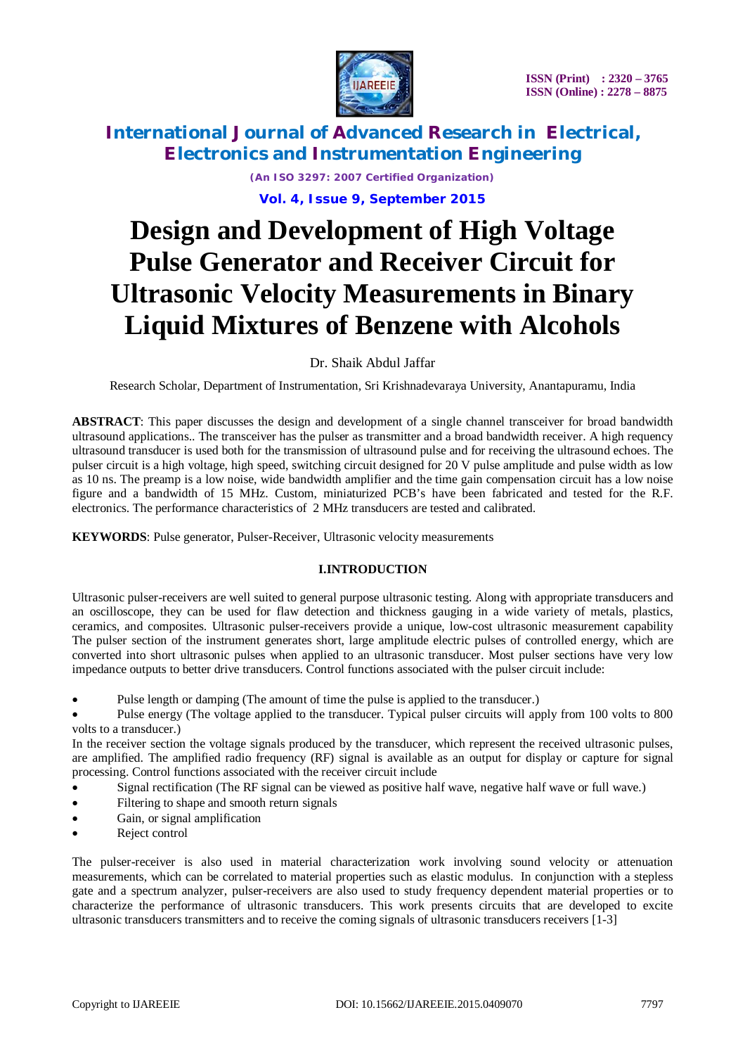# Design and Development of High Voltage Pulse Generator and Receiver Circuit for Ultrasonic Velocity Measurements in Binary Liquid Mixtures of Benzene with Alcohols

Dr. Shaik Abdul Jaffar

Research Scholar, Department of Instrumentation, Sri Krishnadevaraya University, Anantapuramu, India

**ABSTRACT**: This paper discusses the design and development of a single channel transceiver for broad bandwidth ultrasound applications.. The transceiver has the pulser as transmitter and a broad bandwidth receiver. A high requency ultrasound transducer is used both for the transmission of ultrasound pulse and for receiving the ultrasound echoes. The pulser circuit is a high voltage, high speed, switching circuit designed for 20 V pulse amplitude and pulse width as low as 10 ns. The preamp is a low noise, wide bandwidth amplifier and the time gain compensation circuit has a low noise figure and a bandwidth of 15 MHz. Custom, miniaturized PCB's have been fabricated and tested for the R.F. electronics. The performance characteristics of 2 MHz transducers are tested and calibrated.

**KEYWORDS**: Pulse generator, Pulser-Receiver, Ultrasonic velocity measurements

## I.INTRODUCTION

Ultrasonic pulser-receivers are well suited to general purpose ultrasonic testing. Along with appropriate transducers and an oscilloscope, they can be used for flaw detection and thickness gauging in a wide variety of metals, plastics, ceramics, and composites. Ultrasonic pulser-receivers provide a unique, low-cost ultrasonic measurement capability The pulser section of the instrument generates short, large amplitude electric pulses of controlled energy, which are converted into short ultrasonic pulses when applied to an ultrasonic transducer. Most pulser sections have very low impedance outputs to better drive transducers. Control functions associated with the pulser circuit include:

- Pulse length or damping (The amount of time the pulse is applied to the transducer.)
- Pulse energy (The voltage applied to the transducer. Typical pulser circuits will apply from 100 volts to 800 volts to a transducer.)

In the receiver section the voltage signals produced by the transducer, which represent the received ultrasonic pulses, are amplified. The amplified radio frequency (RF) signal is available as an output for display or capture for signal processing. Control functions associated with the receiver circuit include

- Signal rectification (The RF signal can be viewed as positive half wave, negative half wave or full wave.)
- Filtering to shape and smooth return signals
- Gain, or signal amplification
- Reject control

The pulser-receiver is also used in material characterization work involving sound velocity or attenuation measurements, which can be correlated to material properties such as elastic modulus. In conjunction with a stepless gate and a spectrum analyzer, pulser-receivers are also used to study frequency dependent material properties or to characterize the performance of ultrasonic transducers. This work presents circuits that are developed to excite ultrasonic transducers transmitters and to receive the coming signals of ultrasonic transducers receivers [1-3]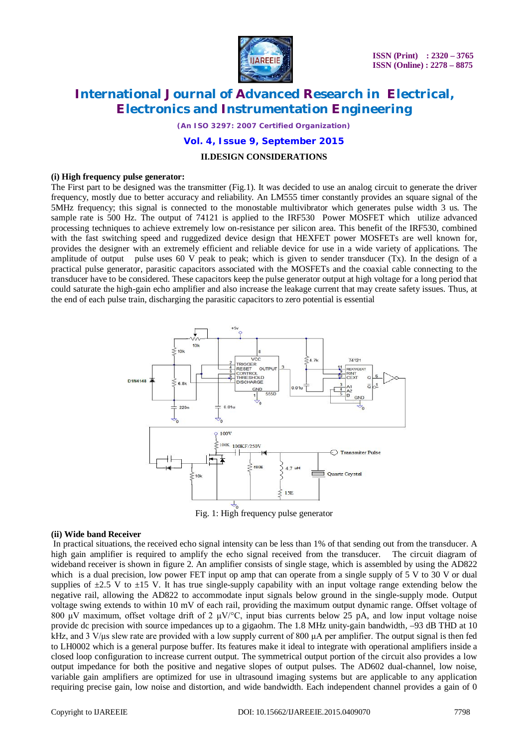## II.DESIGN CONSIDERATIONS

**(i) High frequency pulse generator:**

The First part to be designed was the transmitter (Fig.1). It was decided to use an analog circuit to generate the driver frequency, mostly due to better accuracy and reliability. An LM555 timer constantly provides an square signal of the 5MHz frequency; this signal is connected to the monostable multivibrator which generates pulse width 3 us. The sample rate is 500 Hz. The output of 74121 is applied to the IRF530 Power MOSFET which utilize advanced processing techniques to achieve extremely low on-resistance per silicon area. This benefit of the IRF530, combined with the fast switching speed and ruggedized device design that HEXFET power MOSFETs are well known for, provides the designer with an extremely efficient and reliable device for use in a wide variety of applications. The amplitude of output pulse uses 60 V peak to peak; which is given to sender transducer (Tx). In the design of a practical pulse generator, parasitic capacitors associated with the MOSFETs and the coaxial cable connecting to the transducer have to be considered. These capacitors keep the pulse generator output at high voltage for a long period that could saturate the high-gain echo amplifier and also increase the leakage current that may create safety issues. Thus, at the end of each pulse train, discharging the parasitic capacitors to zero potential is essential

Fig. 1: High frequency pulse generator

**(ii) Wide band Receiver**

In practical situations, the received echo signal intensity can be less than 1% of that sending out from the transducer. A high gain amplifier is required to amplify the echo signal received from the transducer. The circuit diagram of wideband receiver is shown in figure 2. An amplifier consists of single stage, which is assembled by using the AD822 which is a dual precision, low power FET input op amp that can operate from a single supply of 5 V to 30 V or dual supplies of ±2.5 V to ±15 V. It has true single-supply capability with an input voltage range extending below the negative rail, allowing the AD822 to accommodate input signals below ground in the single-supply mode. Output voltage swing extends to within 10 mV of each rail, providing the maximum output dynamic range. Offset voltage of 800 μV maximum, offset voltage drift of 2 μV/°C, input bias currents below 25 pA, and low input voltage noise provide dc precision with source impedances up to a gigaohm. The 1.8 MHz unity-gain bandwidth, –93 dB THD at 10 kHz, and 3 V/μs slew rate are provided with a low supply current of 800 μA per amplifier. The output signal is then fed to LH0002 which is a general purpose buffer. Its features make it ideal to integrate with operational amplifiers inside a closed loop configuration to increase current output. The symmetrical output portion of the circuit also provides a low output impedance for both the positive and negative slopes of output pulses. The AD602 dual-channel, low noise, variable gain amplifiers are optimized for use in ultrasound imaging systems but are applicable to any application requiring precise gain, low noise and distortion, and wide bandwidth. Each independent channel provides a gain of 0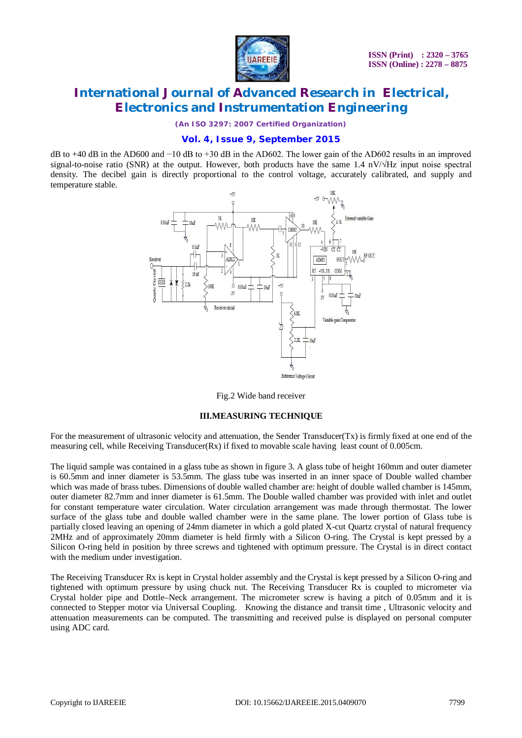dB to +40 dB in the AD600 and −10 dB to +30 dB in the AD602. The lower gain of the AD602 results in an improved signal-to-noise ratio (SNR) at the output. However, both products have the same 1.4 nV/√Hz input noise spectral density. The decibel gain is directly proportional to the control voltage, accurately calibrated, and supply and temperature stable.

Fig.2 Wide band receiver

## III.MEASURING TECHNIQUE

For the measurement of ultrasonic velocity and attenuation, the Sender Transducer(Tx) is firmly fixed at one end of the measuring cell, while Receiving Transducer(Rx) if fixed to movable scale having least count of 0.005cm.

The liquid sample was contained in a glass tube as shown in figure 3. A glass tube of height 160mm and outer diameter is 60.5mm and inner diameter is 53.5mm. The glass tube was inserted in an inner space of Double walled chamber which was made of brass tubes. Dimensions of double walled chamber are: height of double walled chamber is 145mm, outer diameter 82.7mm and inner diameter is 61.5mm. The Double walled chamber was provided with inlet and outlet for constant temperature water circulation. Water circulation arrangement was made through thermostat. The lower surface of the glass tube and double walled chamber were in the same plane. The lower portion of Glass tube is partially closed leaving an opening of 24mm diameter in which a gold plated X-cut Quartz crystal of natural frequency 2MHz and of approximately 20mm diameter is held firmly with a Silicon O-ring. The Crystal is kept pressed by a Silicon O-ring held in position by three screws and tightened with optimum pressure. The Crystal is in direct contact with the medium under investigation.

The Receiving Transducer Rx is kept in Crystal holder assembly and the Crystal is kept pressed by a Silicon O-ring and tightened with optimum pressure by using chuck nut. The Receiving Transducer Rx is coupled to micrometer via Crystal holder pipe and Dottle–Neck arrangement. The micrometer screw is having a pitch of 0.05mm and it is connected to Stepper motor via Universal Coupling. Knowing the distance and transit time , Ultrasonic velocity and attenuation measurements can be computed. The transmitting and received pulse is displayed on personal computer using ADC card.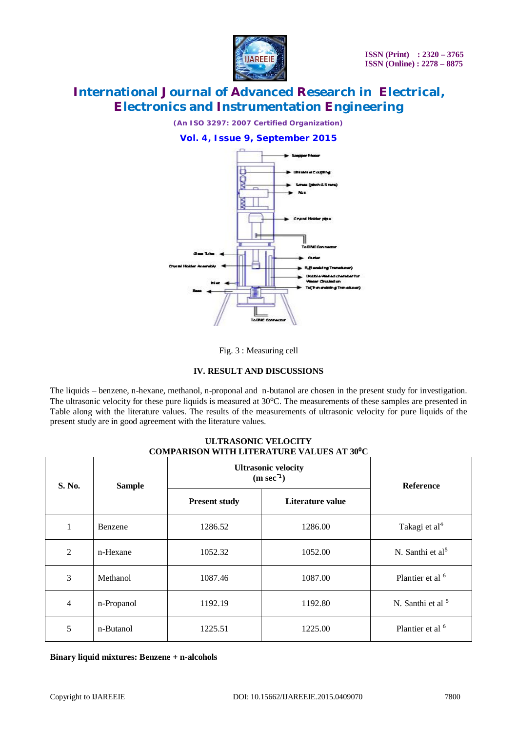Fig. 3 : Measuring cell

### IV. RESULT AND DISCUSSIONS

The liquids – benzene, n-hexane, methanol, n-proponal and n-butanol are chosen in the present study for investigation. The ultrasonic velocity for these pure liquids is measured at 30⁰C. The measurements of these samples are presented in Table along with the literature values. The results of the measurements of ultrasonic velocity for pure liquids of the present study are in good agreement with the literature values.

**ULTRASONIC VELOCITY**
**COMPARISON WITH LITERATURE VALUES AT 30⁰C**

| S. No. | Sample | Ultrasonic velocity ($m\ sec^{-1}$) | | Reference |
|---|---|---|---|---|
| | | Present study | Literature value | |
| 1 | Benzene | 1286.52 | 1286.00 | Takagi et al[4] |
| 2 | n-Hexane | 1052.32 | 1052.00 | N. Santhi et al[5] |
| 3 | Methanol | 1087.46 | 1087.00 | Plantier et al [6] |
| 4 | n-Propanol | 1192.19 | 1192.80 | N. Santhi et al [5] |
| 5 | n-Butanol | 1225.51 | 1225.00 | Plantier et al [6] |

**Binary liquid mixtures: Benzene + n-alcohols**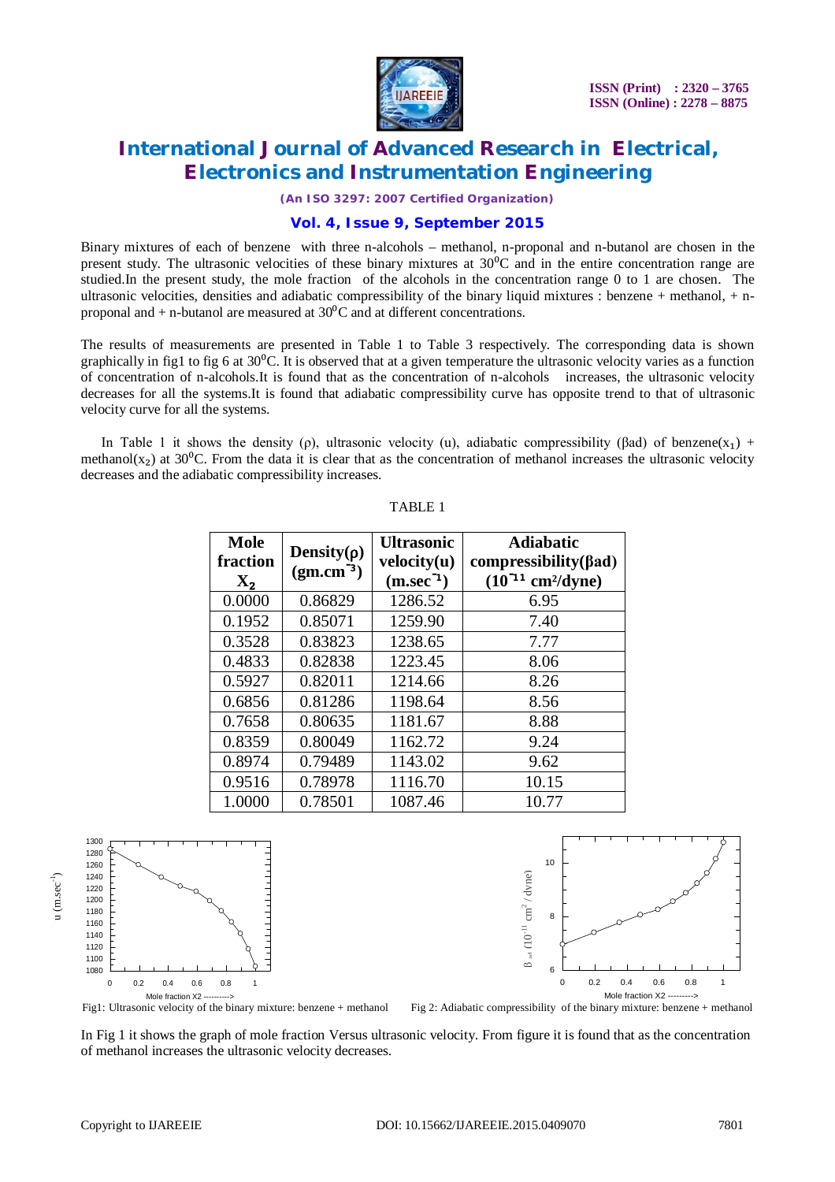Binary mixtures of each of benzene with three n-alcohols – methanol, n-proponal and n-butanol are chosen in the present study. The ultrasonic velocities of these binary mixtures at $30^0$C and in the entire concentration range are studied.In the present study, the mole fraction of the alcohols in the concentration range 0 to 1 are chosen. The ultrasonic velocities, densities and adiabatic compressibility of the binary liquid mixtures : benzene + methanol, + n-proponal and + n-butanol are measured at $30^0$C and at different concentrations.

The results of measurements are presented in Table 1 to Table 3 respectively. The corresponding data is shown graphically in fig1 to fig 6 at $30^0$C. It is observed that at a given temperature the ultrasonic velocity varies as a function of concentration of n-alcohols.It is found that as the concentration of n-alcohols increases, the ultrasonic velocity decreases for all the systems.It is found that adiabatic compressibility curve has opposite trend to that of ultrasonic velocity curve for all the systems.

In Table 1 it shows the density (ρ), ultrasonic velocity (u), adiabatic compressibility (βad) of benzene($x_1$) + methanol($x_2$) at $30^0$C. From the data it is clear that as the concentration of methanol increases the ultrasonic velocity decreases and the adiabatic compressibility increases.

TABLE 1

| Mole fraction $X_2$ | Density(ρ) ($gm.cm^{-3}$) | Ultrasonic velocity(u) ($m.sec^{-1}$) | Adiabatic compressibility(βad) ($10^{-11}$ $cm^2/dyne$) |
|---|---|---|---|
| 0.0000 | 0.86829 | 1286.52 | 6.95 |
| 0.1952 | 0.85071 | 1259.90 | 7.40 |
| 0.3528 | 0.83823 | 1238.65 | 7.77 |
| 0.4833 | 0.82838 | 1223.45 | 8.06 |
| 0.5927 | 0.82011 | 1214.66 | 8.26 |
| 0.6856 | 0.81286 | 1198.64 | 8.56 |
| 0.7658 | 0.80635 | 1181.67 | 8.88 |
| 0.8359 | 0.80049 | 1162.72 | 9.24 |
| 0.8974 | 0.79489 | 1143.02 | 9.62 |
| 0.9516 | 0.78978 | 1116.70 | 10.15 |
| 1.0000 | 0.78501 | 1087.46 | 10.77 |

Fig1: Ultrasonic velocity of the binary mixture: benzene + methanol

Fig 2: Adiabatic compressibility of the binary mixture: benzene + methanol

In Fig 1 it shows the graph of mole fraction Versus ultrasonic velocity. From figure it is found that as the concentration of methanol increases the ultrasonic velocity decreases.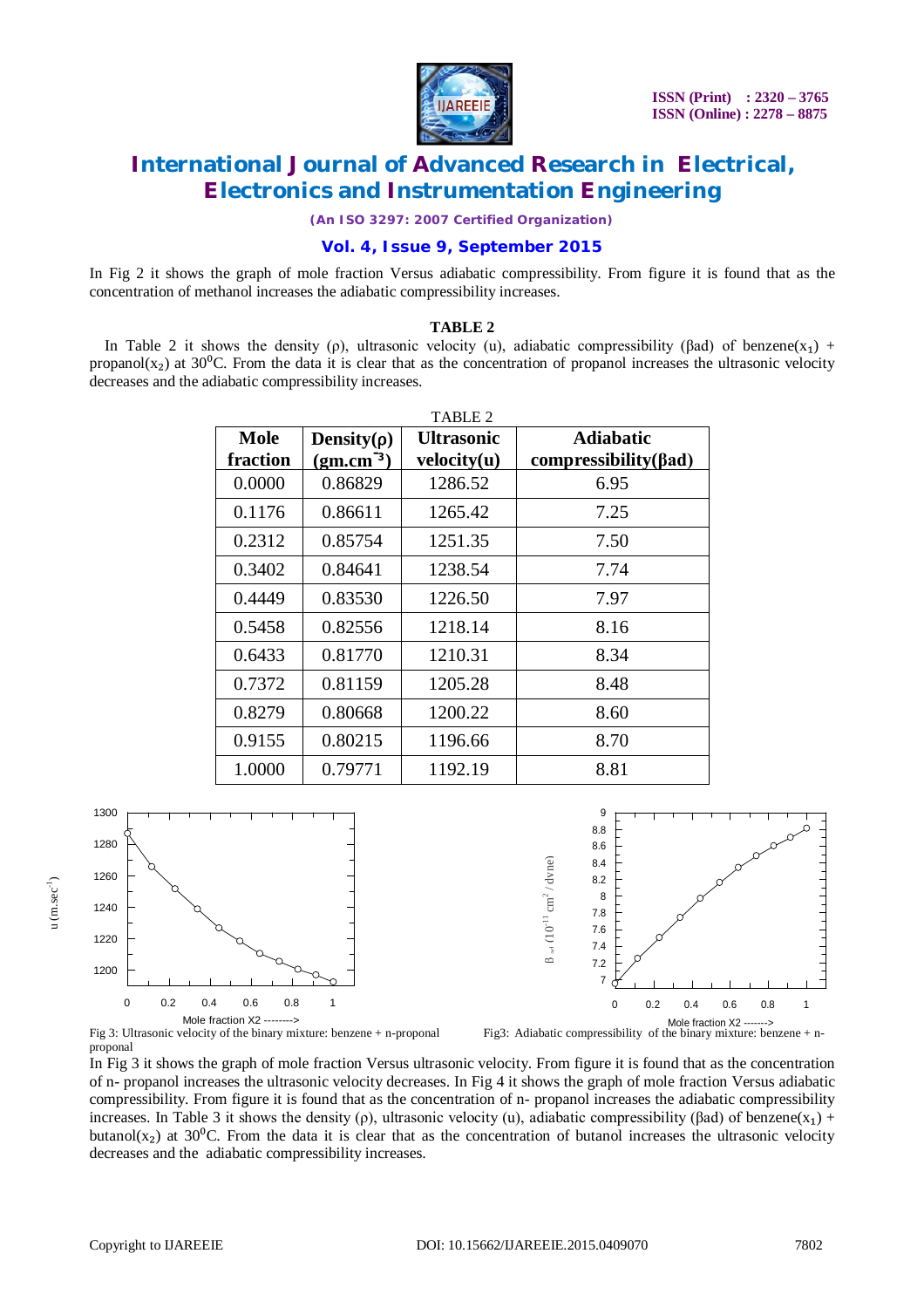In Fig 2 it shows the graph of mole fraction Versus adiabatic compressibility. From figure it is found that as the concentration of methanol increases the adiabatic compressibility increases.

**TABLE 2**

In Table 2 it shows the density (ρ), ultrasonic velocity (u), adiabatic compressibility (βad) of benzene($x_1$) + propanol($x_2$) at $30^0$C. From the data it is clear that as the concentration of propanol increases the ultrasonic velocity decreases and the adiabatic compressibility increases.

TABLE 2

| Mole fraction | Density(ρ) ($gm.cm^{-3}$) | Ultrasonic velocity(u) | Adiabatic compressibility(βad) |
|---|---|---|---|
| 0.0000 | 0.86829 | 1286.52 | 6.95 |
| 0.1176 | 0.86611 | 1265.42 | 7.25 |
| 0.2312 | 0.85754 | 1251.35 | 7.50 |
| 0.3402 | 0.84641 | 1238.54 | 7.74 |
| 0.4449 | 0.83530 | 1226.50 | 7.97 |
| 0.5458 | 0.82556 | 1218.14 | 8.16 |
| 0.6433 | 0.81770 | 1210.31 | 8.34 |
| 0.7372 | 0.81159 | 1205.28 | 8.48 |
| 0.8279 | 0.80668 | 1200.22 | 8.60 |
| 0.9155 | 0.80215 | 1196.66 | 8.70 |
| 1.0000 | 0.79771 | 1192.19 | 8.81 |

Fig 3: Ultrasonic velocity of the binary mixture: benzene + n-proponal proponal

Fig3: Adiabatic compressibility of the binary mixture: benzene + n-

In Fig 3 it shows the graph of mole fraction Versus ultrasonic velocity. From figure it is found that as the concentration of n- propanol increases the ultrasonic velocity decreases. In Fig 4 it shows the graph of mole fraction Versus adiabatic compressibility. From figure it is found that as the concentration of n- propanol increases the adiabatic compressibility increases. In Table 3 it shows the density (ρ), ultrasonic velocity (u), adiabatic compressibility (βad) of benzene($x_1$) + butanol($x_2$) at $30^0$C. From the data it is clear that as the concentration of butanol increases the ultrasonic velocity decreases and the adiabatic compressibility increases.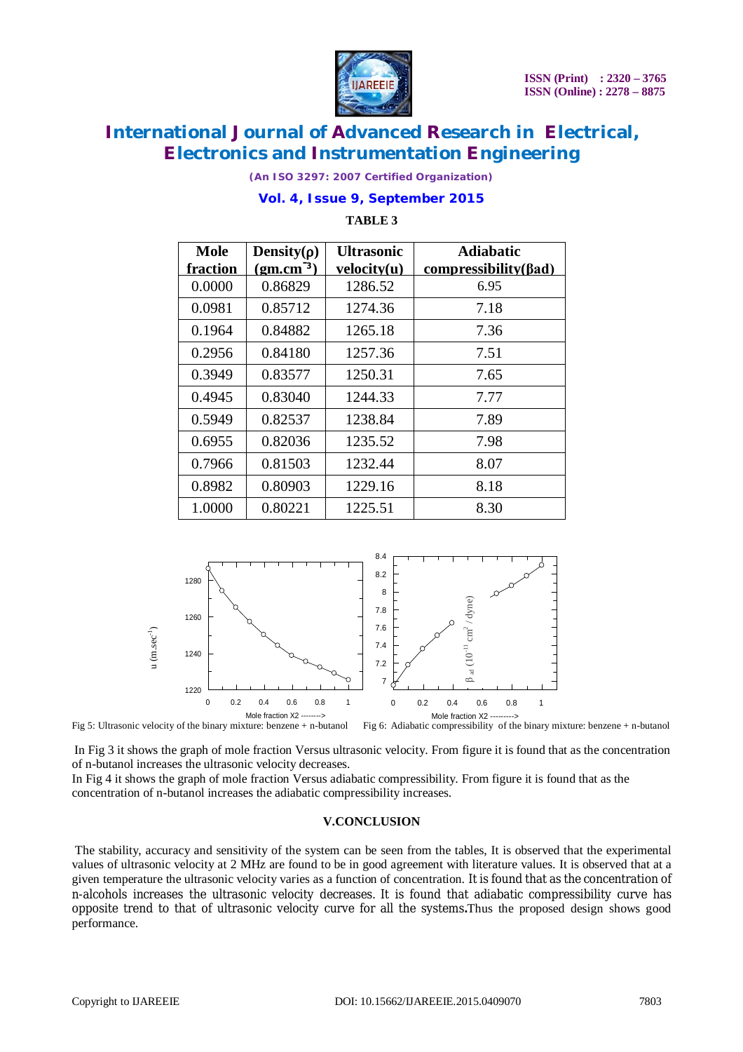**TABLE 3**

| Mole fraction | Density(ρ) ($gm.cm^{-3}$) | Ultrasonic velocity(u) | Adiabatic compressibility(βad) |
|---|---|---|---|
| 0.0000 | 0.86829 | 1286.52 | 6.95 |
| 0.0981 | 0.85712 | 1274.36 | 7.18 |
| 0.1964 | 0.84882 | 1265.18 | 7.36 |
| 0.2956 | 0.84180 | 1257.36 | 7.51 |
| 0.3949 | 0.83577 | 1250.31 | 7.65 |
| 0.4945 | 0.83040 | 1244.33 | 7.77 |
| 0.5949 | 0.82537 | 1238.84 | 7.89 |
| 0.6955 | 0.82036 | 1235.52 | 7.98 |
| 0.7966 | 0.81503 | 1232.44 | 8.07 |
| 0.8982 | 0.80903 | 1229.16 | 8.18 |
| 1.0000 | 0.80221 | 1225.51 | 8.30 |

Fig 5: Ultrasonic velocity of the binary mixture: benzene + n-butanol

Fig 6: Adiabatic compressibility of the binary mixture: benzene + n-butanol

In Fig 3 it shows the graph of mole fraction Versus ultrasonic velocity. From figure it is found that as the concentration of n-butanol increases the ultrasonic velocity decreases.

In Fig 4 it shows the graph of mole fraction Versus adiabatic compressibility. From figure it is found that as the concentration of n-butanol increases the adiabatic compressibility increases.

## V.CONCLUSION

The stability, accuracy and sensitivity of the system can be seen from the tables, It is observed that the experimental values of ultrasonic velocity at 2 MHz are found to be in good agreement with literature values. It is observed that at a given temperature the ultrasonic velocity varies as a function of concentration. It is found that as the concentration of n-alcohols increases the ultrasonic velocity decreases. It is found that adiabatic compressibility curve has opposite trend to that of ultrasonic velocity curve for all the systems**.**Thus the proposed design shows good performance.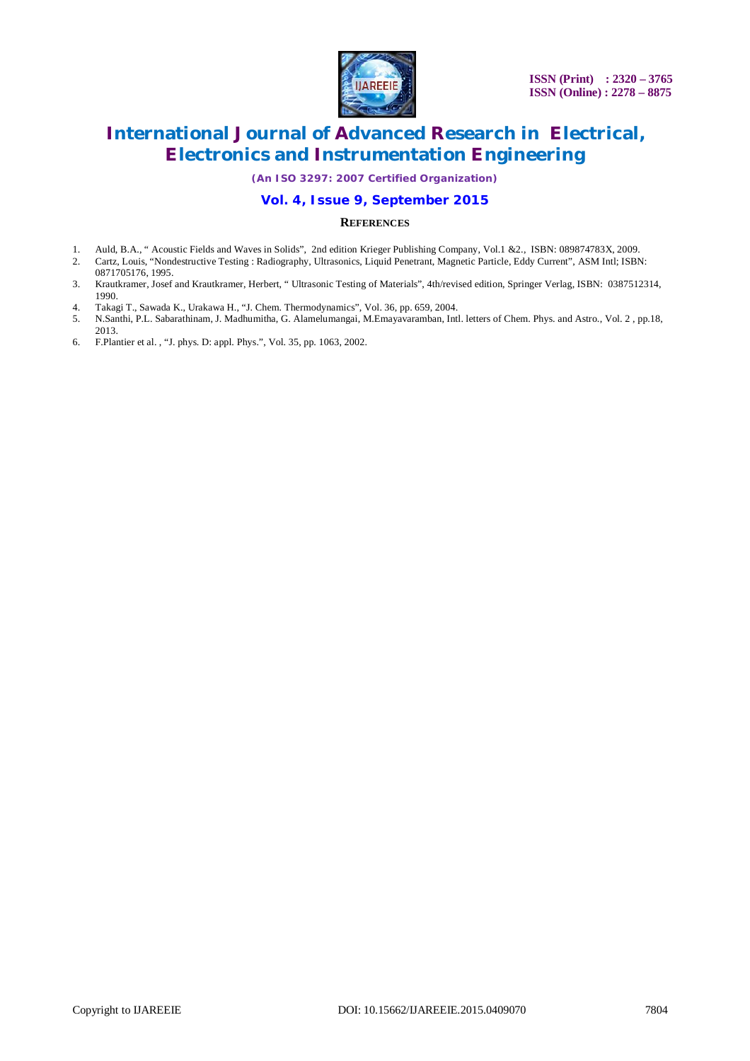## REFERENCES

1. Auld, B.A., " Acoustic Fields and Waves in Solids", 2nd edition Krieger Publishing Company, Vol.1 &2., ISBN: 089874783X, 2009.
2. Cartz, Louis, "Nondestructive Testing : Radiography, Ultrasonics, Liquid Penetrant, Magnetic Particle, Eddy Current", ASM Intl; ISBN: 0871705176, 1995.
3. Krautkramer, Josef and Krautkramer, Herbert, " Ultrasonic Testing of Materials", 4th/revised edition, Springer Verlag, ISBN: 0387512314, 1990.
4. Takagi T., Sawada K., Urakawa H., "J. Chem. Thermodynamics", Vol. 36, pp. 659, 2004.
5. N.Santhi, P.L. Sabarathinam, J. Madhumitha, G. Alamelumangai, M.Emayavaramban, Intl. letters of Chem. Phys. and Astro., Vol. 2 , pp.18, 2013.
6. F.Plantier et al. , "J. phys. D: appl. Phys.", Vol. 35, pp. 1063, 2002.